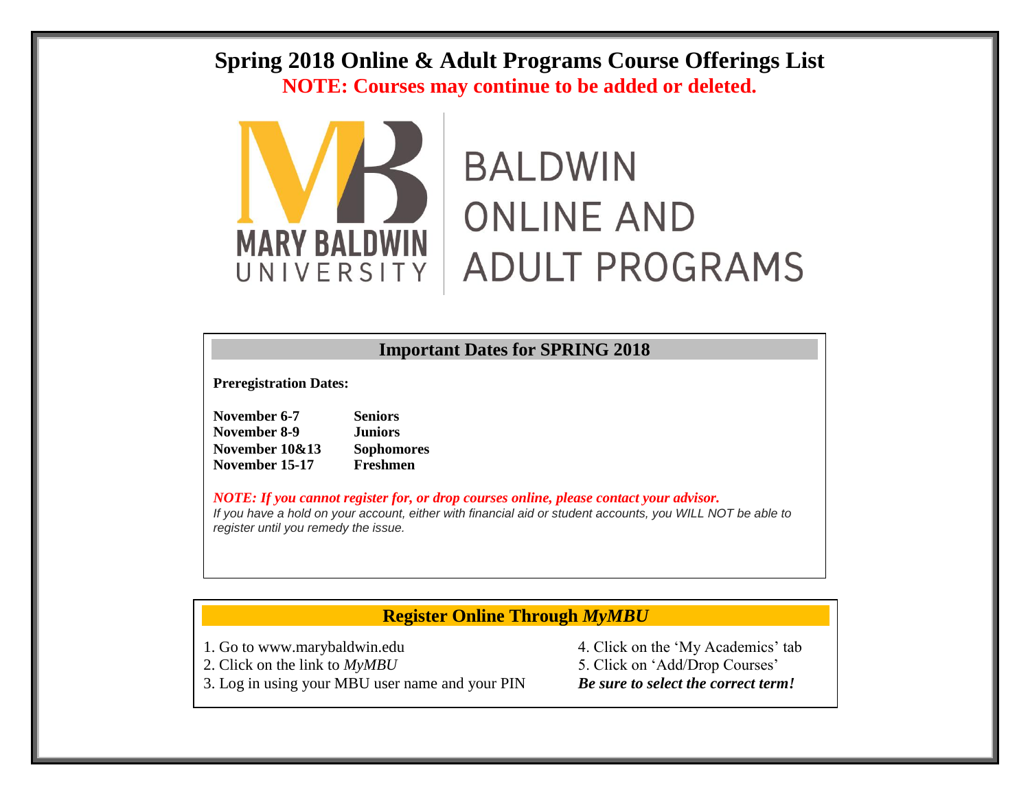# Spring 2018 Online & Adult Programs Course Offerings List

**NOTE: Courses may continue to be added or deleted.**

MARY BALDWIN UNIVERSITY

BALDWIN ONLINE AND ADULT PROGRAMS

## Important Dates for SPRING 2018

**Preregistration Dates:**

| | |
|---|---|
| **November 6-7** | **Seniors** |
| **November 8-9** | **Juniors** |
| **November 10&13** | **Sophomores** |
| **November 15-17** | **Freshmen** |

***NOTE: If you cannot register for, or drop courses online, please contact your advisor.***

*If you have a hold on your account, either with financial aid or student accounts, you WILL NOT be able to register until you remedy the issue.*

## Register Online Through *MyMBU*

1. Go to www.marybaldwin.edu
2. Click on the link to *MyMBU*
3. Log in using your MBU user name and your PIN
4. Click on the 'My Academics' tab
5. Click on 'Add/Drop Courses'

***Be sure to select the correct term!***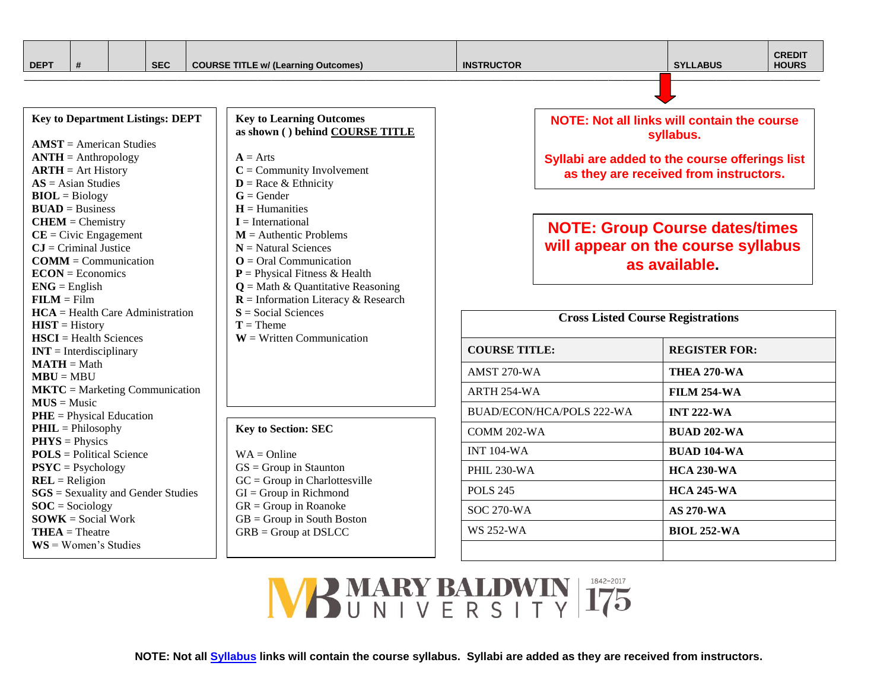| DEPT | # | | SEC | COURSE TITLE w/ (Learning Outcomes) | INSTRUCTOR | SYLLABUS | CREDIT HOURS |
|---|---|---|---|---|---|---|---|

**Key to Department Listings: DEPT**

**AMST** = American Studies
**ANTH** = Anthropology
**ARTH** = Art History
**AS** = Asian Studies
**BIOL** = Biology
**BUAD** = Business
**CHEM** = Chemistry
**CE** = Civic Engagement
**CJ** = Criminal Justice
**COMM** = Communication
**ECON** = Economics
**ENG** = English
**FILM** = Film
**HCA** = Health Care Administration
**HIST** = History
**HSCI** = Health Sciences
**INT** = Interdisciplinary
**MATH** = Math
**MBU** = MBU
**MKTC** = Marketing Communication
**MUS** = Music
**PHE** = Physical Education
**PHIL** = Philosophy
**PHYS** = Physics
**POLS** = Political Science
**PSYC** = Psychology
**REL** = Religion
**SGS** = Sexuality and Gender Studies
**SOC** = Sociology
**SOWK** = Social Work
**THEA** = Theatre
**WS** = Women's Studies

**Key to Learning Outcomes as shown ( ) behind COURSE TITLE**

**A** = Arts
**C** = Community Involvement
**D** = Race & Ethnicity
**G** = Gender
**H** = Humanities
**I** = International
**M** = Authentic Problems
**N** = Natural Sciences
**O** = Oral Communication
**P** = Physical Fitness & Health
**Q** = Math & Quantitative Reasoning
**R** = Information Literacy & Research
**S** = Social Sciences
**T** = Theme
**W** = Written Communication

**Key to Section: SEC**

WA = Online
GS = Group in Staunton
GC = Group in Charlottesville
GI = Group in Richmond
GR = Group in Roanoke
GB = Group in South Boston
GRB = Group at DSLCC

**NOTE: Not all links will contain the course syllabus.**

**Syllabi are added to the course offerings list as they are received from instructors.**

**NOTE: Group Course dates/times will appear on the course syllabus as available.**

**Cross Listed Course Registrations**

| COURSE TITLE: | REGISTER FOR: |
|---|---|
| AMST 270-WA | **THEA 270-WA** |
| ARTH 254-WA | **FILM 254-WA** |
| BUAD/ECON/HCA/POLS 222-WA | **INT 222-WA** |
| COMM 202-WA | **BUAD 202-WA** |
| INT 104-WA | **BUAD 104-WA** |
| PHIL 230-WA | **HCA 230-WA** |
| POLS 245 | **HCA 245-WA** |
| SOC 270-WA | **AS 270-WA** |
| WS 252-WA | **BIOL 252-WA** |
| | |

MARY BALDWIN UNIVERSITY 1842–2017 175

**NOTE: Not all Syllabus links will contain the course syllabus. Syllabi are added as they are received from instructors.**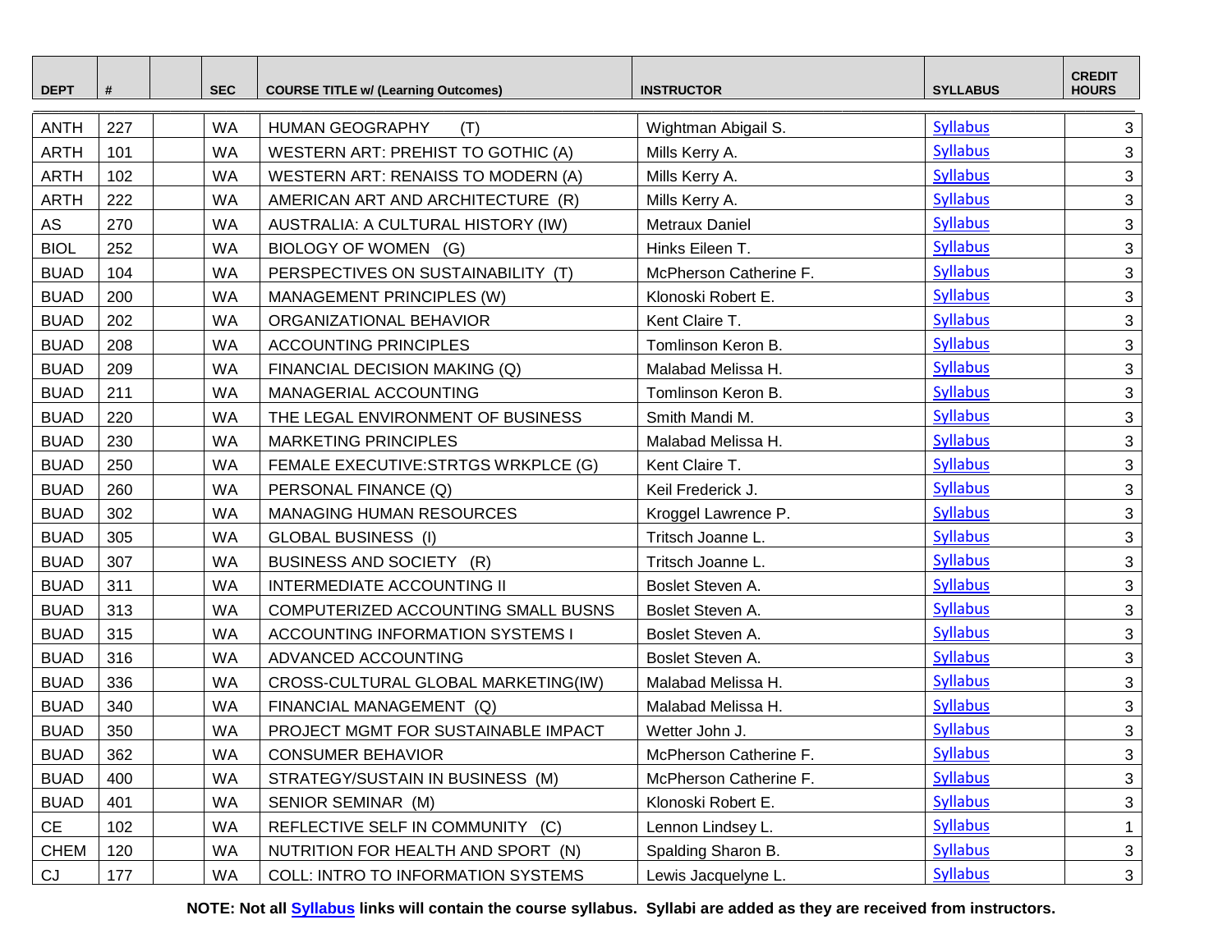| DEPT | # | | SEC | COURSE TITLE w/ (Learning Outcomes) | INSTRUCTOR | SYLLABUS | CREDIT HOURS |
|---|---|---|---|---|---|---|---|
| ANTH | 227 | | WA | HUMAN GEOGRAPHY (T) | Wightman Abigail S. | Syllabus | 3 |
| ARTH | 101 | | WA | WESTERN ART: PREHIST TO GOTHIC (A) | Mills Kerry A. | Syllabus | 3 |
| ARTH | 102 | | WA | WESTERN ART: RENAISS TO MODERN (A) | Mills Kerry A. | Syllabus | 3 |
| ARTH | 222 | | WA | AMERICAN ART AND ARCHITECTURE (R) | Mills Kerry A. | Syllabus | 3 |
| AS | 270 | | WA | AUSTRALIA: A CULTURAL HISTORY (IW) | Metraux Daniel | Syllabus | 3 |
| BIOL | 252 | | WA | BIOLOGY OF WOMEN (G) | Hinks Eileen T. | Syllabus | 3 |
| BUAD | 104 | | WA | PERSPECTIVES ON SUSTAINABILITY (T) | McPherson Catherine F. | Syllabus | 3 |
| BUAD | 200 | | WA | MANAGEMENT PRINCIPLES (W) | Klonoski Robert E. | Syllabus | 3 |
| BUAD | 202 | | WA | ORGANIZATIONAL BEHAVIOR | Kent Claire T. | Syllabus | 3 |
| BUAD | 208 | | WA | ACCOUNTING PRINCIPLES | Tomlinson Keron B. | Syllabus | 3 |
| BUAD | 209 | | WA | FINANCIAL DECISION MAKING (Q) | Malabad Melissa H. | Syllabus | 3 |
| BUAD | 211 | | WA | MANAGERIAL ACCOUNTING | Tomlinson Keron B. | Syllabus | 3 |
| BUAD | 220 | | WA | THE LEGAL ENVIRONMENT OF BUSINESS | Smith Mandi M. | Syllabus | 3 |
| BUAD | 230 | | WA | MARKETING PRINCIPLES | Malabad Melissa H. | Syllabus | 3 |
| BUAD | 250 | | WA | FEMALE EXECUTIVE:STRTGS WRKPLCE (G) | Kent Claire T. | Syllabus | 3 |
| BUAD | 260 | | WA | PERSONAL FINANCE (Q) | Keil Frederick J. | Syllabus | 3 |
| BUAD | 302 | | WA | MANAGING HUMAN RESOURCES | Kroggel Lawrence P. | Syllabus | 3 |
| BUAD | 305 | | WA | GLOBAL BUSINESS (I) | Tritsch Joanne L. | Syllabus | 3 |
| BUAD | 307 | | WA | BUSINESS AND SOCIETY (R) | Tritsch Joanne L. | Syllabus | 3 |
| BUAD | 311 | | WA | INTERMEDIATE ACCOUNTING II | Boslet Steven A. | Syllabus | 3 |
| BUAD | 313 | | WA | COMPUTERIZED ACCOUNTING SMALL BUSNS | Boslet Steven A. | Syllabus | 3 |
| BUAD | 315 | | WA | ACCOUNTING INFORMATION SYSTEMS I | Boslet Steven A. | Syllabus | 3 |
| BUAD | 316 | | WA | ADVANCED ACCOUNTING | Boslet Steven A. | Syllabus | 3 |
| BUAD | 336 | | WA | CROSS-CULTURAL GLOBAL MARKETING(IW) | Malabad Melissa H. | Syllabus | 3 |
| BUAD | 340 | | WA | FINANCIAL MANAGEMENT (Q) | Malabad Melissa H. | Syllabus | 3 |
| BUAD | 350 | | WA | PROJECT MGMT FOR SUSTAINABLE IMPACT | Wetter John J. | Syllabus | 3 |
| BUAD | 362 | | WA | CONSUMER BEHAVIOR | McPherson Catherine F. | Syllabus | 3 |
| BUAD | 400 | | WA | STRATEGY/SUSTAIN IN BUSINESS (M) | McPherson Catherine F. | Syllabus | 3 |
| BUAD | 401 | | WA | SENIOR SEMINAR (M) | Klonoski Robert E. | Syllabus | 3 |
| CE | 102 | | WA | REFLECTIVE SELF IN COMMUNITY (C) | Lennon Lindsey L. | Syllabus | 1 |
| CHEM | 120 | | WA | NUTRITION FOR HEALTH AND SPORT (N) | Spalding Sharon B. | Syllabus | 3 |
| CJ | 177 | | WA | COLL: INTRO TO INFORMATION SYSTEMS | Lewis Jacquelyne L. | Syllabus | 3 |

**NOTE: Not all Syllabus links will contain the course syllabus. Syllabi are added as they are received from instructors.**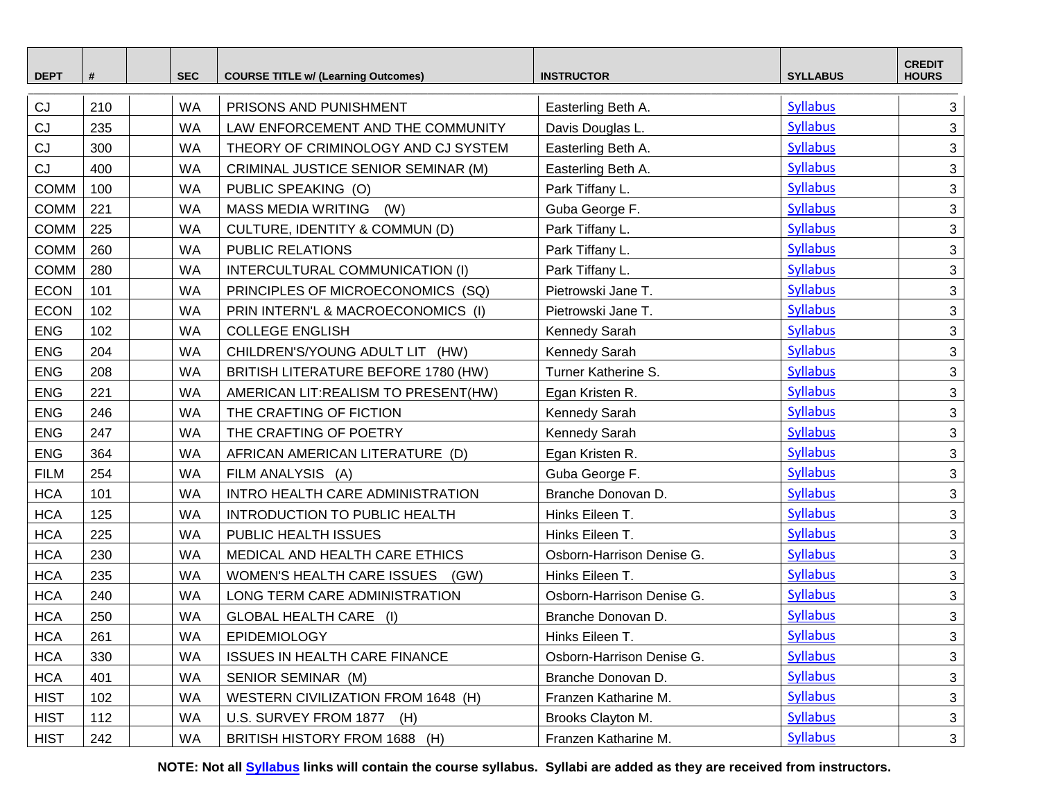| DEPT | # | | SEC | COURSE TITLE w/ (Learning Outcomes) | INSTRUCTOR | SYLLABUS | CREDIT HOURS |
|---|---|---|---|---|---|---|---|
| CJ | 210 | | WA | PRISONS AND PUNISHMENT | Easterling Beth A. | Syllabus | 3 |
| CJ | 235 | | WA | LAW ENFORCEMENT AND THE COMMUNITY | Davis Douglas L. | Syllabus | 3 |
| CJ | 300 | | WA | THEORY OF CRIMINOLOGY AND CJ SYSTEM | Easterling Beth A. | Syllabus | 3 |
| CJ | 400 | | WA | CRIMINAL JUSTICE SENIOR SEMINAR (M) | Easterling Beth A. | Syllabus | 3 |
| COMM | 100 | | WA | PUBLIC SPEAKING (O) | Park Tiffany L. | Syllabus | 3 |
| COMM | 221 | | WA | MASS MEDIA WRITING (W) | Guba George F. | Syllabus | 3 |
| COMM | 225 | | WA | CULTURE, IDENTITY & COMMUN (D) | Park Tiffany L. | Syllabus | 3 |
| COMM | 260 | | WA | PUBLIC RELATIONS | Park Tiffany L. | Syllabus | 3 |
| COMM | 280 | | WA | INTERCULTURAL COMMUNICATION (I) | Park Tiffany L. | Syllabus | 3 |
| ECON | 101 | | WA | PRINCIPLES OF MICROECONOMICS (SQ) | Pietrowski Jane T. | Syllabus | 3 |
| ECON | 102 | | WA | PRIN INTERN'L & MACROECONOMICS (I) | Pietrowski Jane T. | Syllabus | 3 |
| ENG | 102 | | WA | COLLEGE ENGLISH | Kennedy Sarah | Syllabus | 3 |
| ENG | 204 | | WA | CHILDREN'S/YOUNG ADULT LIT (HW) | Kennedy Sarah | Syllabus | 3 |
| ENG | 208 | | WA | BRITISH LITERATURE BEFORE 1780 (HW) | Turner Katherine S. | Syllabus | 3 |
| ENG | 221 | | WA | AMERICAN LIT:REALISM TO PRESENT(HW) | Egan Kristen R. | Syllabus | 3 |
| ENG | 246 | | WA | THE CRAFTING OF FICTION | Kennedy Sarah | Syllabus | 3 |
| ENG | 247 | | WA | THE CRAFTING OF POETRY | Kennedy Sarah | Syllabus | 3 |
| ENG | 364 | | WA | AFRICAN AMERICAN LITERATURE (D) | Egan Kristen R. | Syllabus | 3 |
| FILM | 254 | | WA | FILM ANALYSIS (A) | Guba George F. | Syllabus | 3 |
| HCA | 101 | | WA | INTRO HEALTH CARE ADMINISTRATION | Branche Donovan D. | Syllabus | 3 |
| HCA | 125 | | WA | INTRODUCTION TO PUBLIC HEALTH | Hinks Eileen T. | Syllabus | 3 |
| HCA | 225 | | WA | PUBLIC HEALTH ISSUES | Hinks Eileen T. | Syllabus | 3 |
| HCA | 230 | | WA | MEDICAL AND HEALTH CARE ETHICS | Osborn-Harrison Denise G. | Syllabus | 3 |
| HCA | 235 | | WA | WOMEN'S HEALTH CARE ISSUES (GW) | Hinks Eileen T. | Syllabus | 3 |
| HCA | 240 | | WA | LONG TERM CARE ADMINISTRATION | Osborn-Harrison Denise G. | Syllabus | 3 |
| HCA | 250 | | WA | GLOBAL HEALTH CARE (I) | Branche Donovan D. | Syllabus | 3 |
| HCA | 261 | | WA | EPIDEMIOLOGY | Hinks Eileen T. | Syllabus | 3 |
| HCA | 330 | | WA | ISSUES IN HEALTH CARE FINANCE | Osborn-Harrison Denise G. | Syllabus | 3 |
| HCA | 401 | | WA | SENIOR SEMINAR (M) | Branche Donovan D. | Syllabus | 3 |
| HIST | 102 | | WA | WESTERN CIVILIZATION FROM 1648 (H) | Franzen Katharine M. | Syllabus | 3 |
| HIST | 112 | | WA | U.S. SURVEY FROM 1877 (H) | Brooks Clayton M. | Syllabus | 3 |
| HIST | 242 | | WA | BRITISH HISTORY FROM 1688 (H) | Franzen Katharine M. | Syllabus | 3 |

**NOTE: Not all Syllabus links will contain the course syllabus. Syllabi are added as they are received from instructors.**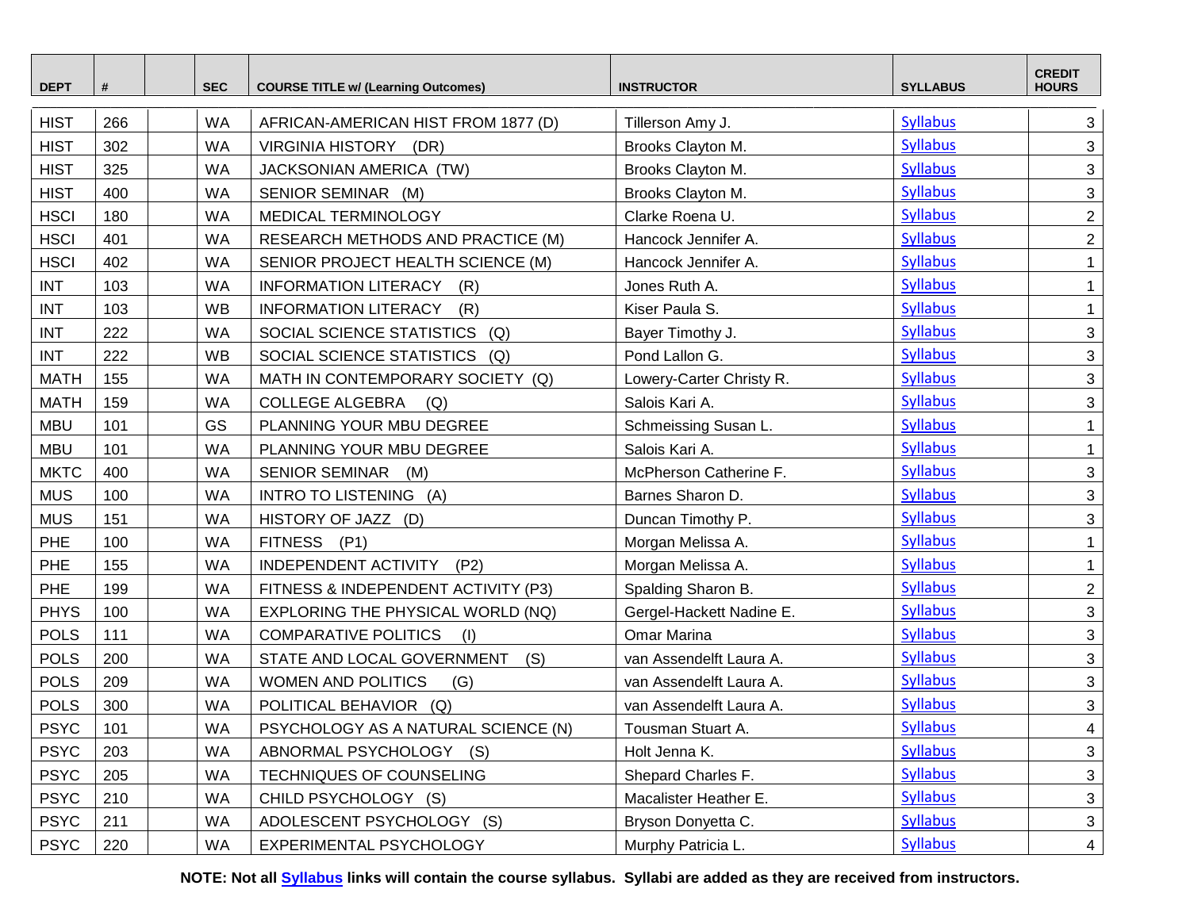| DEPT | # | | SEC | COURSE TITLE w/ (Learning Outcomes) | INSTRUCTOR | SYLLABUS | CREDIT HOURS |
|---|---|---|---|---|---|---|---|
| HIST | 266 | | WA | AFRICAN-AMERICAN HIST FROM 1877 (D) | Tillerson Amy J. | Syllabus | 3 |
| HIST | 302 | | WA | VIRGINIA HISTORY (DR) | Brooks Clayton M. | Syllabus | 3 |
| HIST | 325 | | WA | JACKSONIAN AMERICA (TW) | Brooks Clayton M. | Syllabus | 3 |
| HIST | 400 | | WA | SENIOR SEMINAR (M) | Brooks Clayton M. | Syllabus | 3 |
| HSCI | 180 | | WA | MEDICAL TERMINOLOGY | Clarke Roena U. | Syllabus | 2 |
| HSCI | 401 | | WA | RESEARCH METHODS AND PRACTICE (M) | Hancock Jennifer A. | Syllabus | 2 |
| HSCI | 402 | | WA | SENIOR PROJECT HEALTH SCIENCE (M) | Hancock Jennifer A. | Syllabus | 1 |
| INT | 103 | | WA | INFORMATION LITERACY (R) | Jones Ruth A. | Syllabus | 1 |
| INT | 103 | | WB | INFORMATION LITERACY (R) | Kiser Paula S. | Syllabus | 1 |
| INT | 222 | | WA | SOCIAL SCIENCE STATISTICS (Q) | Bayer Timothy J. | Syllabus | 3 |
| INT | 222 | | WB | SOCIAL SCIENCE STATISTICS (Q) | Pond Lallon G. | Syllabus | 3 |
| MATH | 155 | | WA | MATH IN CONTEMPORARY SOCIETY (Q) | Lowery-Carter Christy R. | Syllabus | 3 |
| MATH | 159 | | WA | COLLEGE ALGEBRA (Q) | Salois Kari A. | Syllabus | 3 |
| MBU | 101 | | GS | PLANNING YOUR MBU DEGREE | Schmeissing Susan L. | Syllabus | 1 |
| MBU | 101 | | WA | PLANNING YOUR MBU DEGREE | Salois Kari A. | Syllabus | 1 |
| MKTC | 400 | | WA | SENIOR SEMINAR (M) | McPherson Catherine F. | Syllabus | 3 |
| MUS | 100 | | WA | INTRO TO LISTENING (A) | Barnes Sharon D. | Syllabus | 3 |
| MUS | 151 | | WA | HISTORY OF JAZZ (D) | Duncan Timothy P. | Syllabus | 3 |
| PHE | 100 | | WA | FITNESS (P1) | Morgan Melissa A. | Syllabus | 1 |
| PHE | 155 | | WA | INDEPENDENT ACTIVITY (P2) | Morgan Melissa A. | Syllabus | 1 |
| PHE | 199 | | WA | FITNESS & INDEPENDENT ACTIVITY (P3) | Spalding Sharon B. | Syllabus | 2 |
| PHYS | 100 | | WA | EXPLORING THE PHYSICAL WORLD (NQ) | Gergel-Hackett Nadine E. | Syllabus | 3 |
| POLS | 111 | | WA | COMPARATIVE POLITICS (I) | Omar Marina | Syllabus | 3 |
| POLS | 200 | | WA | STATE AND LOCAL GOVERNMENT (S) | van Assendelft Laura A. | Syllabus | 3 |
| POLS | 209 | | WA | WOMEN AND POLITICS (G) | van Assendelft Laura A. | Syllabus | 3 |
| POLS | 300 | | WA | POLITICAL BEHAVIOR (Q) | van Assendelft Laura A. | Syllabus | 3 |
| PSYC | 101 | | WA | PSYCHOLOGY AS A NATURAL SCIENCE (N) | Tousman Stuart A. | Syllabus | 4 |
| PSYC | 203 | | WA | ABNORMAL PSYCHOLOGY (S) | Holt Jenna K. | Syllabus | 3 |
| PSYC | 205 | | WA | TECHNIQUES OF COUNSELING | Shepard Charles F. | Syllabus | 3 |
| PSYC | 210 | | WA | CHILD PSYCHOLOGY (S) | Macalister Heather E. | Syllabus | 3 |
| PSYC | 211 | | WA | ADOLESCENT PSYCHOLOGY (S) | Bryson Donyetta C. | Syllabus | 3 |
| PSYC | 220 | | WA | EXPERIMENTAL PSYCHOLOGY | Murphy Patricia L. | Syllabus | 4 |

**NOTE: Not all Syllabus links will contain the course syllabus. Syllabi are added as they are received from instructors.**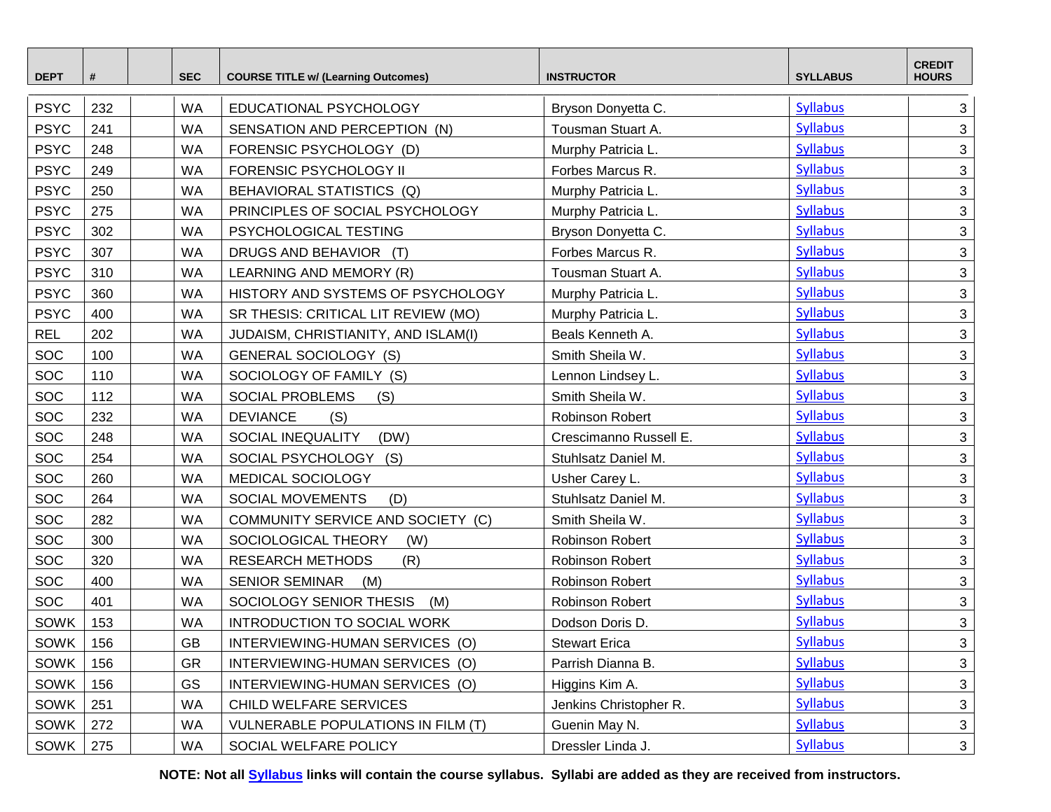| DEPT | # | | SEC | COURSE TITLE w/ (Learning Outcomes) | INSTRUCTOR | SYLLABUS | CREDIT HOURS |
|---|---|---|---|---|---|---|---|
| PSYC | 232 | | WA | EDUCATIONAL PSYCHOLOGY | Bryson Donyetta C. | Syllabus | 3 |
| PSYC | 241 | | WA | SENSATION AND PERCEPTION (N) | Tousman Stuart A. | Syllabus | 3 |
| PSYC | 248 | | WA | FORENSIC PSYCHOLOGY (D) | Murphy Patricia L. | Syllabus | 3 |
| PSYC | 249 | | WA | FORENSIC PSYCHOLOGY II | Forbes Marcus R. | Syllabus | 3 |
| PSYC | 250 | | WA | BEHAVIORAL STATISTICS (Q) | Murphy Patricia L. | Syllabus | 3 |
| PSYC | 275 | | WA | PRINCIPLES OF SOCIAL PSYCHOLOGY | Murphy Patricia L. | Syllabus | 3 |
| PSYC | 302 | | WA | PSYCHOLOGICAL TESTING | Bryson Donyetta C. | Syllabus | 3 |
| PSYC | 307 | | WA | DRUGS AND BEHAVIOR (T) | Forbes Marcus R. | Syllabus | 3 |
| PSYC | 310 | | WA | LEARNING AND MEMORY (R) | Tousman Stuart A. | Syllabus | 3 |
| PSYC | 360 | | WA | HISTORY AND SYSTEMS OF PSYCHOLOGY | Murphy Patricia L. | Syllabus | 3 |
| PSYC | 400 | | WA | SR THESIS: CRITICAL LIT REVIEW (MO) | Murphy Patricia L. | Syllabus | 3 |
| REL | 202 | | WA | JUDAISM, CHRISTIANITY, AND ISLAM(I) | Beals Kenneth A. | Syllabus | 3 |
| SOC | 100 | | WA | GENERAL SOCIOLOGY (S) | Smith Sheila W. | Syllabus | 3 |
| SOC | 110 | | WA | SOCIOLOGY OF FAMILY (S) | Lennon Lindsey L. | Syllabus | 3 |
| SOC | 112 | | WA | SOCIAL PROBLEMS (S) | Smith Sheila W. | Syllabus | 3 |
| SOC | 232 | | WA | DEVIANCE (S) | Robinson Robert | Syllabus | 3 |
| SOC | 248 | | WA | SOCIAL INEQUALITY (DW) | Crescimanno Russell E. | Syllabus | 3 |
| SOC | 254 | | WA | SOCIAL PSYCHOLOGY (S) | Stuhlsatz Daniel M. | Syllabus | 3 |
| SOC | 260 | | WA | MEDICAL SOCIOLOGY | Usher Carey L. | Syllabus | 3 |
| SOC | 264 | | WA | SOCIAL MOVEMENTS (D) | Stuhlsatz Daniel M. | Syllabus | 3 |
| SOC | 282 | | WA | COMMUNITY SERVICE AND SOCIETY (C) | Smith Sheila W. | Syllabus | 3 |
| SOC | 300 | | WA | SOCIOLOGICAL THEORY (W) | Robinson Robert | Syllabus | 3 |
| SOC | 320 | | WA | RESEARCH METHODS (R) | Robinson Robert | Syllabus | 3 |
| SOC | 400 | | WA | SENIOR SEMINAR (M) | Robinson Robert | Syllabus | 3 |
| SOC | 401 | | WA | SOCIOLOGY SENIOR THESIS (M) | Robinson Robert | Syllabus | 3 |
| SOWK | 153 | | WA | INTRODUCTION TO SOCIAL WORK | Dodson Doris D. | Syllabus | 3 |
| SOWK | 156 | | GB | INTERVIEWING-HUMAN SERVICES (O) | Stewart Erica | Syllabus | 3 |
| SOWK | 156 | | GR | INTERVIEWING-HUMAN SERVICES (O) | Parrish Dianna B. | Syllabus | 3 |
| SOWK | 156 | | GS | INTERVIEWING-HUMAN SERVICES (O) | Higgins Kim A. | Syllabus | 3 |
| SOWK | 251 | | WA | CHILD WELFARE SERVICES | Jenkins Christopher R. | Syllabus | 3 |
| SOWK | 272 | | WA | VULNERABLE POPULATIONS IN FILM (T) | Guenin May N. | Syllabus | 3 |
| SOWK | 275 | | WA | SOCIAL WELFARE POLICY | Dressler Linda J. | Syllabus | 3 |

**NOTE: Not all Syllabus links will contain the course syllabus. Syllabi are added as they are received from instructors.**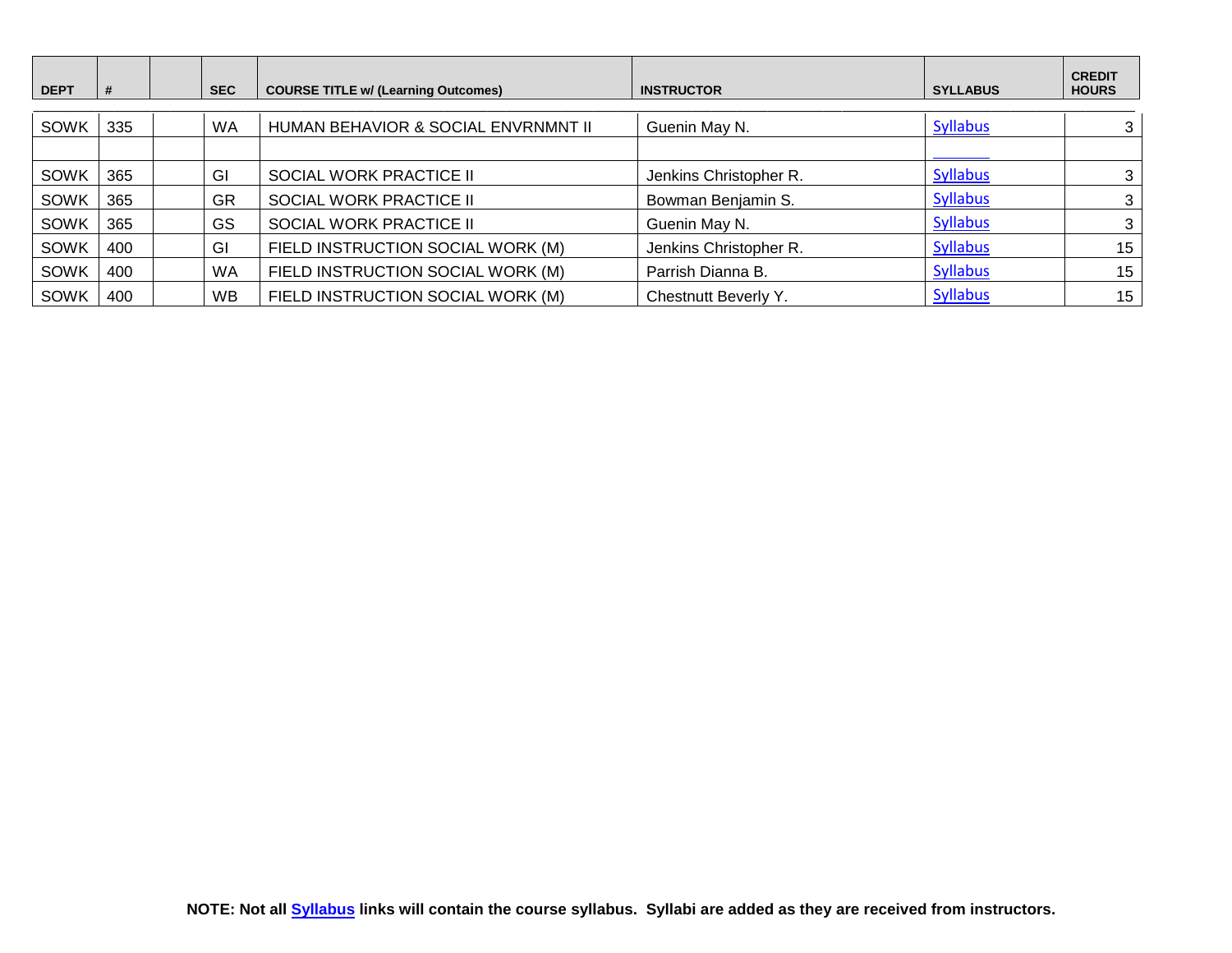| DEPT | # | | SEC | COURSE TITLE w/ (Learning Outcomes) | INSTRUCTOR | SYLLABUS | CREDIT HOURS |
|---|---|---|---|---|---|---|---|
| SOWK | 335 | | WA | HUMAN BEHAVIOR & SOCIAL ENVRNMNT II | Guenin May N. | Syllabus | 3 |
| | | | | | | | |
| SOWK | 365 | | GI | SOCIAL WORK PRACTICE II | Jenkins Christopher R. | Syllabus | 3 |
| SOWK | 365 | | GR | SOCIAL WORK PRACTICE II | Bowman Benjamin S. | Syllabus | 3 |
| SOWK | 365 | | GS | SOCIAL WORK PRACTICE II | Guenin May N. | Syllabus | 3 |
| SOWK | 400 | | GI | FIELD INSTRUCTION SOCIAL WORK (M) | Jenkins Christopher R. | Syllabus | 15 |
| SOWK | 400 | | WA | FIELD INSTRUCTION SOCIAL WORK (M) | Parrish Dianna B. | Syllabus | 15 |
| SOWK | 400 | | WB | FIELD INSTRUCTION SOCIAL WORK (M) | Chestnutt Beverly Y. | Syllabus | 15 |

**NOTE: Not all Syllabus links will contain the course syllabus. Syllabi are added as they are received from instructors.**